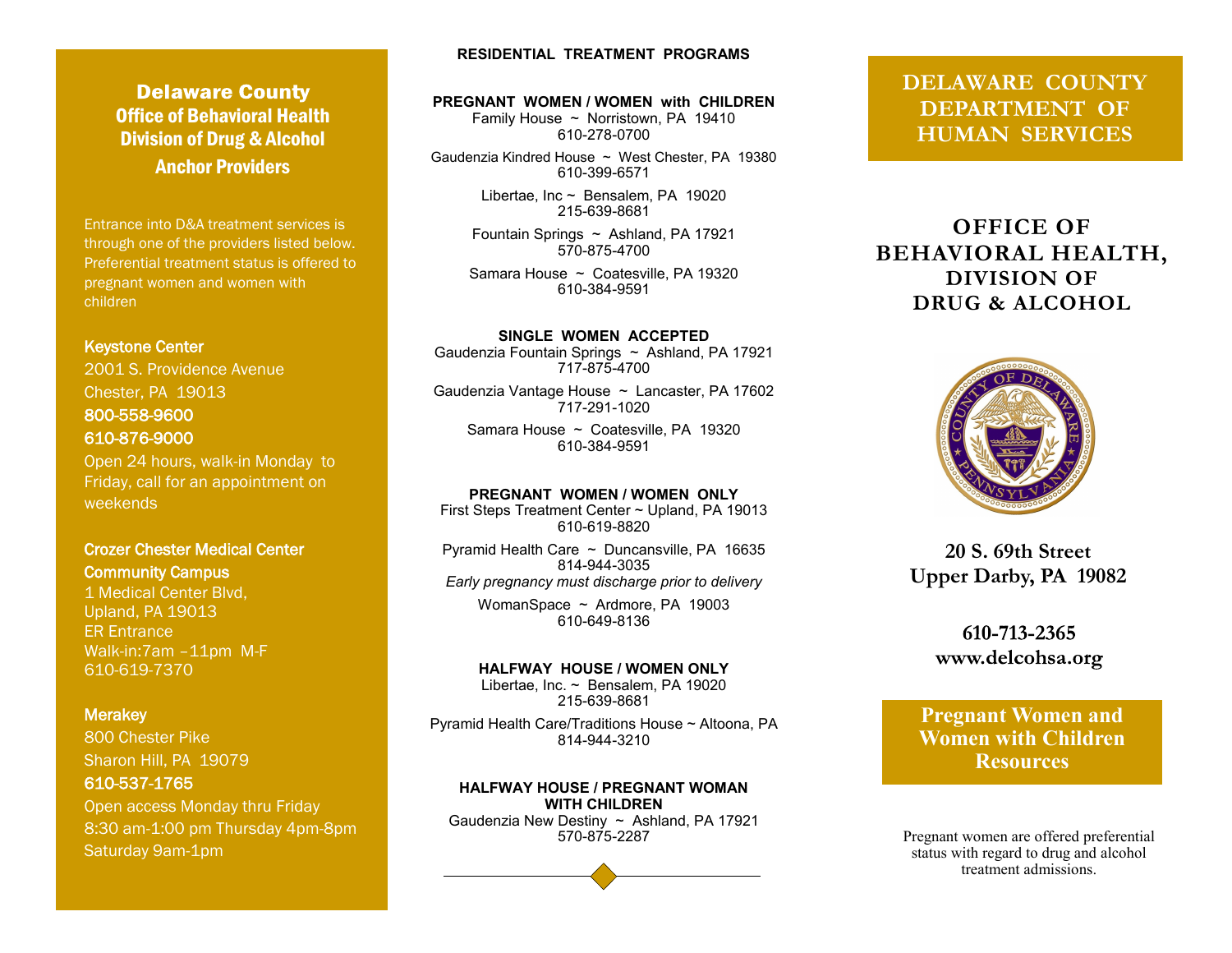## Delaware County
## Office of Behavioral Health
## Division of Drug & Alcohol
## Anchor Providers

Entrance into D&A treatment services is through one of the providers listed below. Preferential treatment status is offered to pregnant women and women with children

**Keystone Center**
2001 S. Providence Avenue
Chester, PA 19013
**800-558-9600**
**610-876-9000**
Open 24 hours, walk-in Monday to Friday, call for an appointment on weekends

**Crozer Chester Medical Center Community Campus**
1 Medical Center Blvd,
Upland, PA 19013
ER Entrance
Walk-in:7am –11pm M-F
610-619-7370

**Merakey**
800 Chester Pike
Sharon Hill, PA 19079
**610-537-1765**
Open access Monday thru Friday
8:30 am-1:00 pm Thursday 4pm-8pm
Saturday 9am-1pm

## RESIDENTIAL TREATMENT PROGRAMS

### PREGNANT WOMEN / WOMEN with CHILDREN

Family House ~ Norristown, PA 19410
610-278-0700

Gaudenzia Kindred House ~ West Chester, PA 19380
610-399-6571

Libertae, Inc ~ Bensalem, PA 19020
215-639-8681

Fountain Springs ~ Ashland, PA 17921
570-875-4700

Samara House ~ Coatesville, PA 19320
610-384-9591

### SINGLE WOMEN ACCEPTED

Gaudenzia Fountain Springs ~ Ashland, PA 17921
717-875-4700

Gaudenzia Vantage House ~ Lancaster, PA 17602
717-291-1020

Samara House ~ Coatesville, PA 19320
610-384-9591

### PREGNANT WOMEN / WOMEN ONLY

First Steps Treatment Center ~ Upland, PA 19013
610-619-8820

Pyramid Health Care ~ Duncansville, PA 16635
814-944-3035
*Early pregnancy must discharge prior to delivery*

WomanSpace ~ Ardmore, PA 19003
610-649-8136

### HALFWAY HOUSE / WOMEN ONLY

Libertae, Inc. ~ Bensalem, PA 19020
215-639-8681

Pyramid Health Care/Traditions House ~ Altoona, PA
814-944-3210

### HALFWAY HOUSE / PREGNANT WOMAN WITH CHILDREN

Gaudenzia New Destiny ~ Ashland, PA 17921
570-875-2287

# DELAWARE COUNTY DEPARTMENT OF HUMAN SERVICES

## OFFICE OF BEHAVIORAL HEALTH, DIVISION OF DRUG & ALCOHOL

**20 S. 69th Street**
**Upper Darby, PA 19082**

**610-713-2365**
**www.delcohsa.org**

## Pregnant Women and Women with Children Resources

Pregnant women are offered preferential status with regard to drug and alcohol treatment admissions.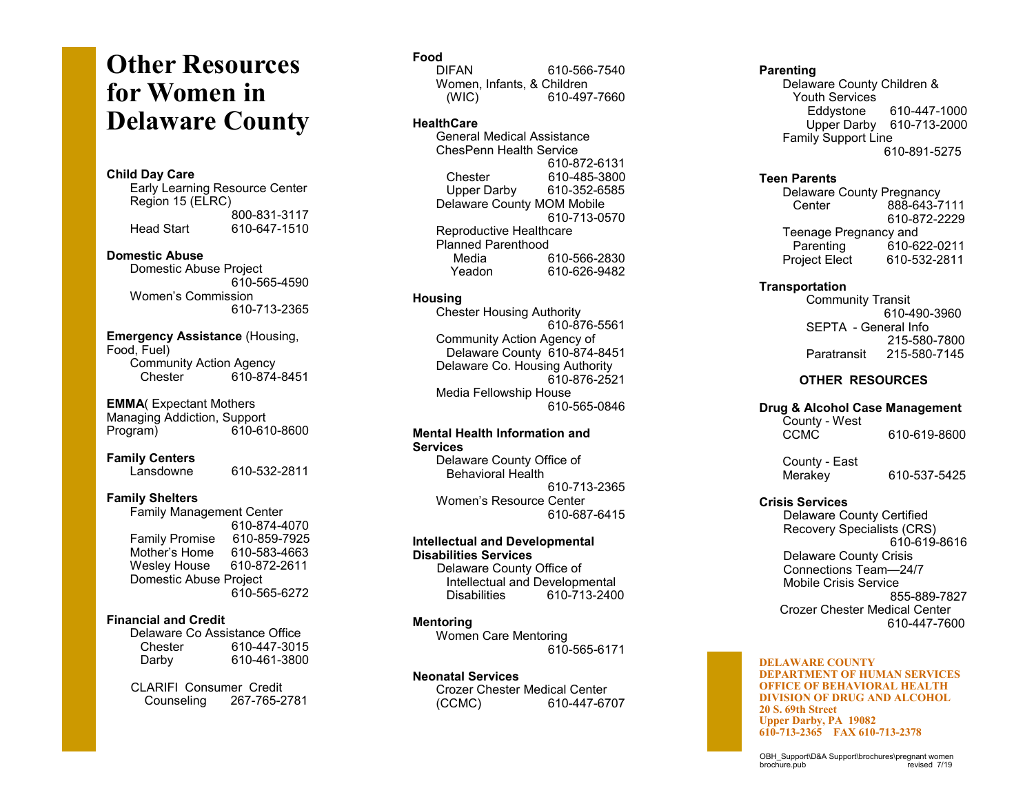# Other Resources for Women in Delaware County

**Child Day Care**

Early Learning Resource Center Region 15 (ELRC) 800-831-3117
Head Start 610-647-1510

**Domestic Abuse**

Domestic Abuse Project 610-565-4590
Women's Commission 610-713-2365

**Emergency Assistance** (Housing, Food, Fuel)

Community Action Agency
Chester 610-874-8451

**EMMA**( Expectant Mothers Managing Addiction, Support Program) 610-610-8600

**Family Centers**

Lansdowne 610-532-2811

**Family Shelters**

Family Management Center 610-874-4070
Family Promise 610-859-7925
Mother's Home 610-583-4663
Wesley House 610-872-2611
Domestic Abuse Project 610-565-6272

**Financial and Credit**

Delaware Co Assistance Office
Chester 610-447-3015
Darby 610-461-3800

CLARIFI Consumer Credit Counseling 267-765-2781

**Food**

DIFAN 610-566-7540
Women, Infants, & Children (WIC) 610-497-7660

**HealthCare**

General Medical Assistance
ChesPenn Health Service 610-872-6131
Chester 610-485-3800
Upper Darby 610-352-6585
Delaware County MOM Mobile 610-713-0570
Reproductive Healthcare
Planned Parenthood
Media 610-566-2830
Yeadon 610-626-9482

**Housing**

Chester Housing Authority 610-876-5561
Community Action Agency of Delaware County 610-874-8451
Delaware Co. Housing Authority 610-876-2521
Media Fellowship House 610-565-0846

**Mental Health Information and Services**

Delaware County Office of Behavioral Health 610-713-2365
Women's Resource Center 610-687-6415

**Intellectual and Developmental Disabilities Services**

Delaware County Office of Intellectual and Developmental Disabilities 610-713-2400

**Mentoring**

Women Care Mentoring 610-565-6171

**Neonatal Services**

Crozer Chester Medical Center (CCMC) 610-447-6707

**Parenting**

Delaware County Children & Youth Services
Eddystone 610-447-1000
Upper Darby 610-713-2000
Family Support Line 610-891-5275

**Teen Parents**

Delaware County Pregnancy Center 888-643-7111
610-872-2229
Teenage Pregnancy and Parenting 610-622-0211
Project Elect 610-532-2811

**Transportation**

Community Transit 610-490-3960
SEPTA - General Info 215-580-7800
Paratransit 215-580-7145

**OTHER RESOURCES**

**Drug & Alcohol Case Management**

County - West
CCMC 610-619-8600

County - East
Merakey 610-537-5425

**Crisis Services**

Delaware County Certified Recovery Specialists (CRS) 610-619-8616
Delaware County Crisis Connections Team—24/7 Mobile Crisis Service 855-889-7827
Crozer Chester Medical Center 610-447-7600

**DELAWARE COUNTY**
**DEPARTMENT OF HUMAN SERVICES**
**OFFICE OF BEHAVIORAL HEALTH**
**DIVISION OF DRUG AND ALCOHOL**
**20 S. 69th Street**
**Upper Darby, PA 19082**
**610-713-2365 FAX 610-713-2378**

OBH_Support\D&A Support\brochures\pregnant women brochure.pub revised 7/19